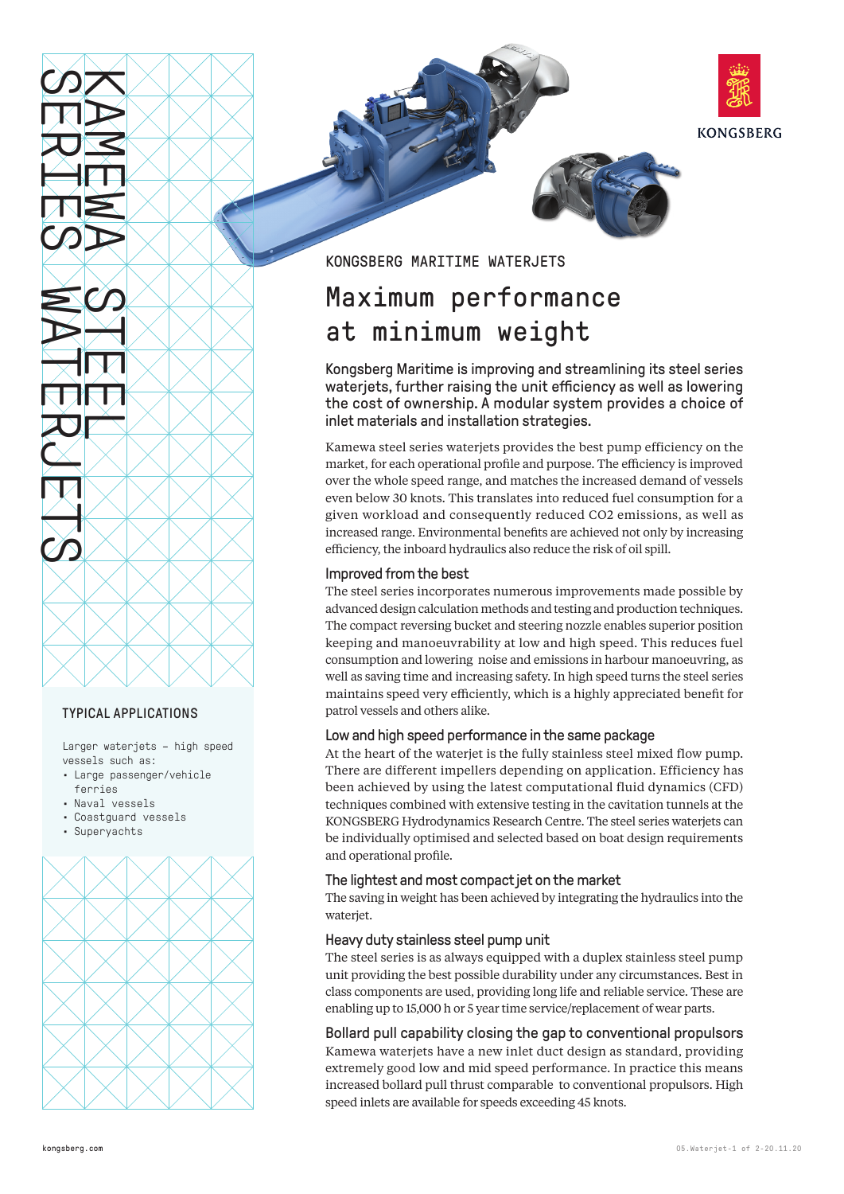# KAMEWA STEEL SERIES WATERJETS

KONGSBERG

KONGSBERG MARITIME WATERJETS

## Maximum performance at minimum weight

**Kongsberg Maritime is improving and streamlining its steel series waterjets, further raising the unit efficiency as well as lowering the cost of ownership. A modular system provides a choice of inlet materials and installation strategies.**

Kamewa steel series waterjets provides the best pump efficiency on the market, for each operational profile and purpose. The efficiency is improved over the whole speed range, and matches the increased demand of vessels even below 30 knots. This translates into reduced fuel consumption for a given workload and consequently reduced $CO_2$ emissions, as well as increased range. Environmental benefits are achieved not only by increasing efficiency, the inboard hydraulics also reduce the risk of oil spill.

### Improved from the best

The steel series incorporates numerous improvements made possible by advanced design calculation methods and testing and production techniques. The compact reversing bucket and steering nozzle enables superior position keeping and manoeuvrability at low and high speed. This reduces fuel consumption and lowering noise and emissions in harbour manoeuvring, as well as saving time and increasing safety. In high speed turns the steel series maintains speed very efficiently, which is a highly appreciated benefit for patrol vessels and others alike.

### Low and high speed performance in the same package

At the heart of the waterjet is the fully stainless steel mixed flow pump. There are different impellers depending on application. Efficiency has been achieved by using the latest computational fluid dynamics (CFD) techniques combined with extensive testing in the cavitation tunnels at the KONGSBERG Hydrodynamics Research Centre. The steel series waterjets can be individually optimised and selected based on boat design requirements and operational profile.

### The lightest and most compact jet on the market

The saving in weight has been achieved by integrating the hydraulics into the waterjet.

### Heavy duty stainless steel pump unit

The steel series is as always equipped with a duplex stainless steel pump unit providing the best possible durability under any circumstances. Best in class components are used, providing long life and reliable service. These are enabling up to 15,000 h or 5 year time service/replacement of wear parts.

### Bollard pull capability closing the gap to conventional propulsors

Kamewa waterjets have a new inlet duct design as standard, providing extremely good low and mid speed performance. In practice this means increased bollard pull thrust comparable to conventional propulsors. High speed inlets are available for speeds exceeding 45 knots.

### TYPICAL APPLICATIONS

Larger waterjets – high speed vessels such as:

- Large passenger/vehicle ferries
- Naval vessels
- Coastguard vessels
- Superyachts

kongsberg.com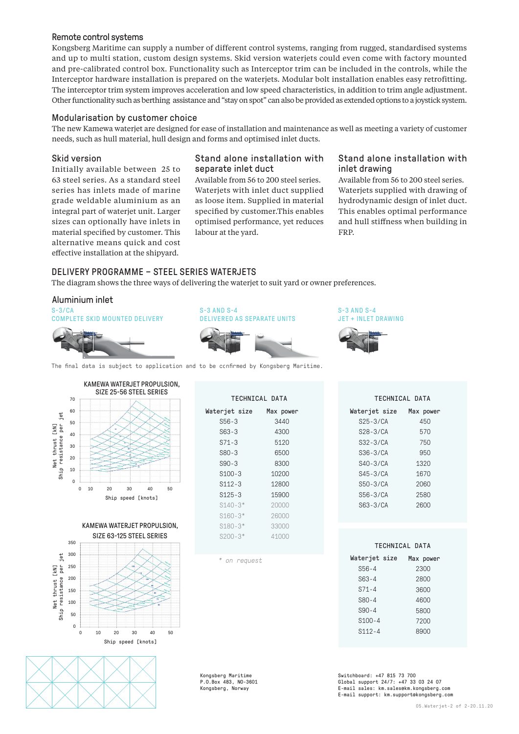## Remote control systems

Kongsberg Maritime can supply a number of different control systems, ranging from rugged, standardised systems and up to multi station, custom design systems. Skid version waterjets could even come with factory mounted and pre-calibrated control box. Functionality such as Interceptor trim can be included in the controls, while the Interceptor hardware installation is prepared on the waterjets. Modular bolt installation enables easy retrofitting. The interceptor trim system improves acceleration and low speed characteristics, in addition to trim angle adjustment. Other functionality such as berthing assistance and "stay on spot" can also be provided as extended options to a joystick system.

## Modularisation by customer choice

The new Kamewa waterjet are designed for ease of installation and maintenance as well as meeting a variety of customer needs, such as hull material, hull design and forms and optimised inlet ducts.

### Skid version

Initially available between 25 to 63 steel series. As a standard steel series has inlets made of marine grade weldable aluminium as an integral part of waterjet unit. Larger sizes can optionally have inlets in material specified by customer. This alternative means quick and cost effective installation at the shipyard.

### Stand alone installation with separate inlet duct

Available from 56 to 200 steel series. Waterjets with inlet duct supplied as loose item. Supplied in material specified by customer.This enables optimised performance, yet reduces labour at the yard.

### Stand alone installation with inlet drawing

Available from 56 to 200 steel series. Waterjets supplied with drawing of hydrodynamic design of inlet duct. This enables optimal performance and hull stiffness when building in FRP.

## DELIVERY PROGRAMME – STEEL SERIES WATERJETS

The diagram shows the three ways of delivering the waterjet to suit yard or owner preferences.

### Aluminium inlet

S-3/CA
COMPLETE SKID MOUNTED DELIVERY

S-3 AND S-4
DELIVERED AS SEPARATE UNITS

S-3 AND S-4
JET + INLET DRAWING

The final data is subject to application and to be confirmed by Kongsberg Maritime.

KAMEWA WATERJET PROPULSION, SIZE 25-56 STEEL SERIES

Net thrust [kN]
Ship resistance per jet

0 10 20 30 40 50 60 70

0 10 20 30 40 50

Ship speed [knots]

KAMEWA WATERJET PROPULSION, SIZE 63-125 STEEL SERIES

Net thrust [kN]
Ship resistance per jet

0 50 100 150 200 250 300 350

0 10 20 30 40 50

Ship speed [knots]

TECHNICAL DATA

| Waterjet size | Max power |
|---|---|
| S56-3 | 3440 |
| S63-3 | 4300 |
| S71-3 | 5120 |
| S80-3 | 6500 |
| S90-3 | 8300 |
| S100-3 | 10200 |
| S112-3 | 12800 |
| S125-3 | 15900 |
| S140-3* | 20000 |
| S160-3* | 26000 |
| S180-3* | 33000 |
| S200-3* | 41000 |

\* on request

TECHNICAL DATA

| Waterjet size | Max power |
|---|---|
| S25-3/CA | 450 |
| S28-3/CA | 570 |
| S32-3/CA | 750 |
| S36-3/CA | 950 |
| S40-3/CA | 1320 |
| S45-3/CA | 1670 |
| S50-3/CA | 2060 |
| S56-3/CA | 2580 |
| S63-3/CA | 2600 |

TECHNICAL DATA

| Waterjet size | Max power |
|---|---|
| S56-4 | 2300 |
| S63-4 | 2800 |
| S71-4 | 3600 |
| S80-4 | 4600 |
| S90-4 | 5800 |
| S100-4 | 7200 |
| S112-4 | 8900 |

Kongsberg Maritime
P.O.Box 483, NO-3601
Kongsberg, Norway

Switchboard: +47 815 73 700
Global support 24/7: +47 33 03 24 07
E-mail sales: km.sales@km.kongsberg.com
E-mail support: km.support@kongsberg.com